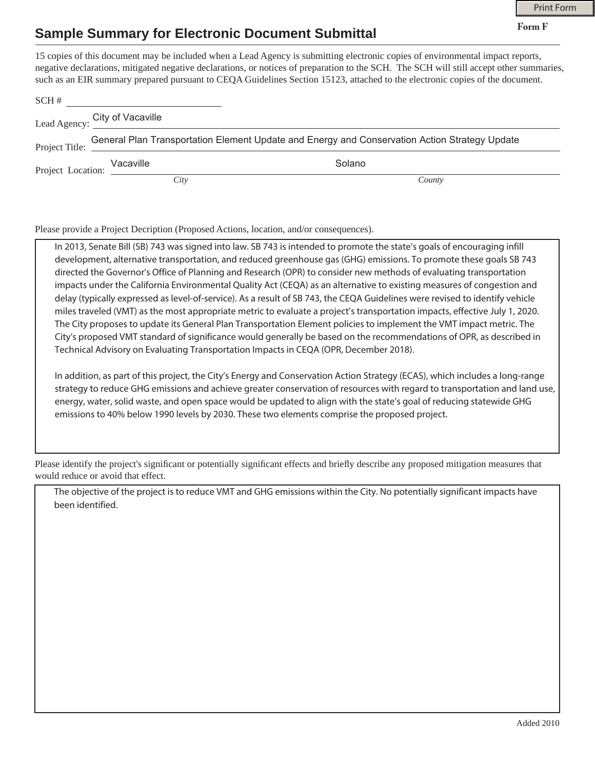Print Form

**Form F**

# Sample Summary for Electronic Document Submittal

15 copies of this document may be included when a Lead Agency is submitting electronic copies of environmental impact reports, negative declarations, mitigated negative declarations, or notices of preparation to the SCH. The SCH will still accept other summaries, such as an EIR summary prepared pursuant to CEQA Guidelines Section 15123, attached to the electronic copies of the document.

SCH # ______________________

Lead Agency: City of Vacaville

Project Title: General Plan Transportation Element Update and Energy and Conservation Action Strategy Update

Project Location: Vacaville (*City*), Solano (*County*)

Please provide a Project Decription (Proposed Actions, location, and/or consequences).

In 2013, Senate Bill (SB) 743 was signed into law. SB 743 is intended to promote the state's goals of encouraging infill development, alternative transportation, and reduced greenhouse gas (GHG) emissions. To promote these goals SB 743 directed the Governor's Office of Planning and Research (OPR) to consider new methods of evaluating transportation impacts under the California Environmental Quality Act (CEQA) as an alternative to existing measures of congestion and delay (typically expressed as level-of-service). As a result of SB 743, the CEQA Guidelines were revised to identify vehicle miles traveled (VMT) as the most appropriate metric to evaluate a project's transportation impacts, effective July 1, 2020. The City proposes to update its General Plan Transportation Element policies to implement the VMT impact metric. The City's proposed VMT standard of significance would generally be based on the recommendations of OPR, as described in Technical Advisory on Evaluating Transportation Impacts in CEQA (OPR, December 2018).

In addition, as part of this project, the City's Energy and Conservation Action Strategy (ECAS), which includes a long-range strategy to reduce GHG emissions and achieve greater conservation of resources with regard to transportation and land use, energy, water, solid waste, and open space would be updated to align with the state's goal of reducing statewide GHG emissions to 40% below 1990 levels by 2030. These two elements comprise the proposed project.

Please identify the project's significant or potentially significant effects and briefly describe any proposed mitigation measures that would reduce or avoid that effect.

The objective of the project is to reduce VMT and GHG emissions within the City. No potentially significant impacts have been identified.

Added 2010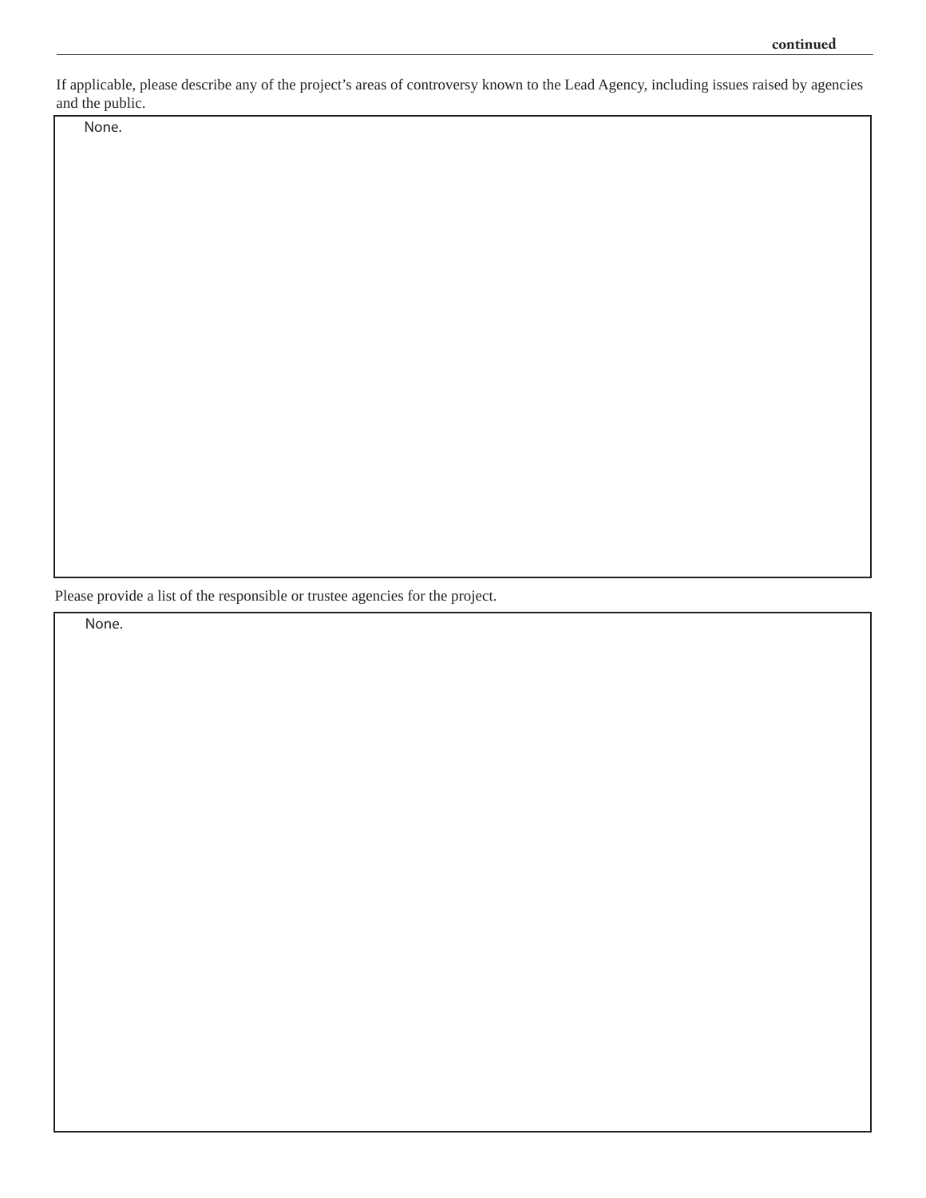continued

If applicable, please describe any of the project's areas of controversy known to the Lead Agency, including issues raised by agencies and the public.

None.

Please provide a list of the responsible or trustee agencies for the project.

None.